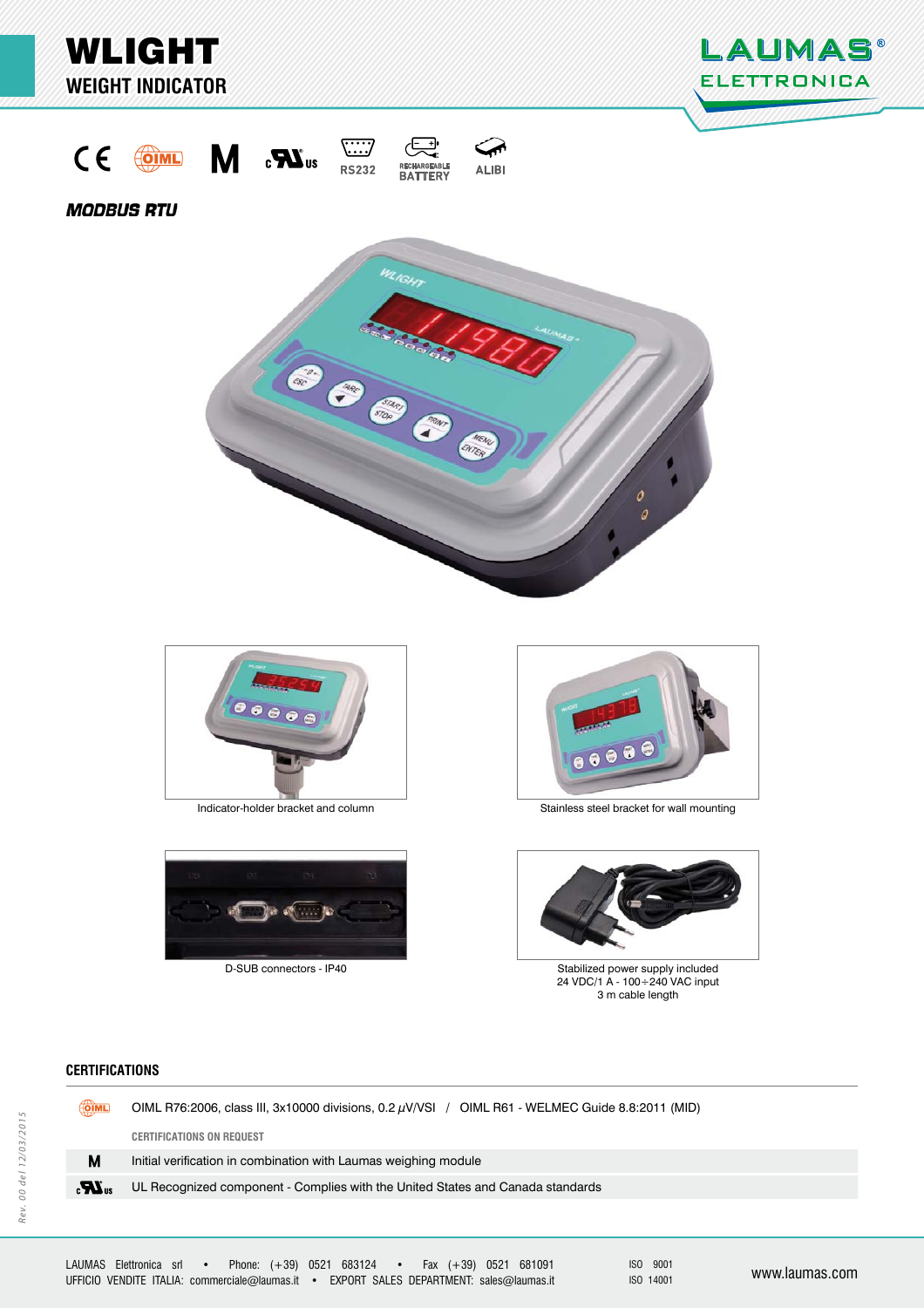# WLIGHT

## WEIGHT INDICATOR

LAUMAS® ELETTRONICA

RS232 · RECHARGEABLE BATTERY · ALIBI

***MODBUS RTU***

Indicator-holder bracket and column

Stainless steel bracket for wall mounting

D-SUB connectors - IP40

Stabilized power supply included
24 VDC/1 A - 100÷240 VAC input
3 m cable length

## CERTIFICATIONS

OIML R76:2006, class III, 3x10000 divisions, 0.2 μV/VSI / OIML R61 - WELMEC Guide 8.8:2011 (MID)

**CERTIFICATIONS ON REQUEST**

| | |
|---|---|
| M | Initial verification in combination with Laumas weighing module |
| cULus | UL Recognized component - Complies with the United States and Canada standards |

LAUMAS Elettronica srl • Phone: (+39) 0521 683124 • Fax (+39) 0521 681091
UFFICIO VENDITE ITALIA: commerciale@laumas.it • EXPORT SALES DEPARTMENT: sales@laumas.it

ISO 9001
ISO 14001

www.laumas.com

Rev. 00 del 12/03/2015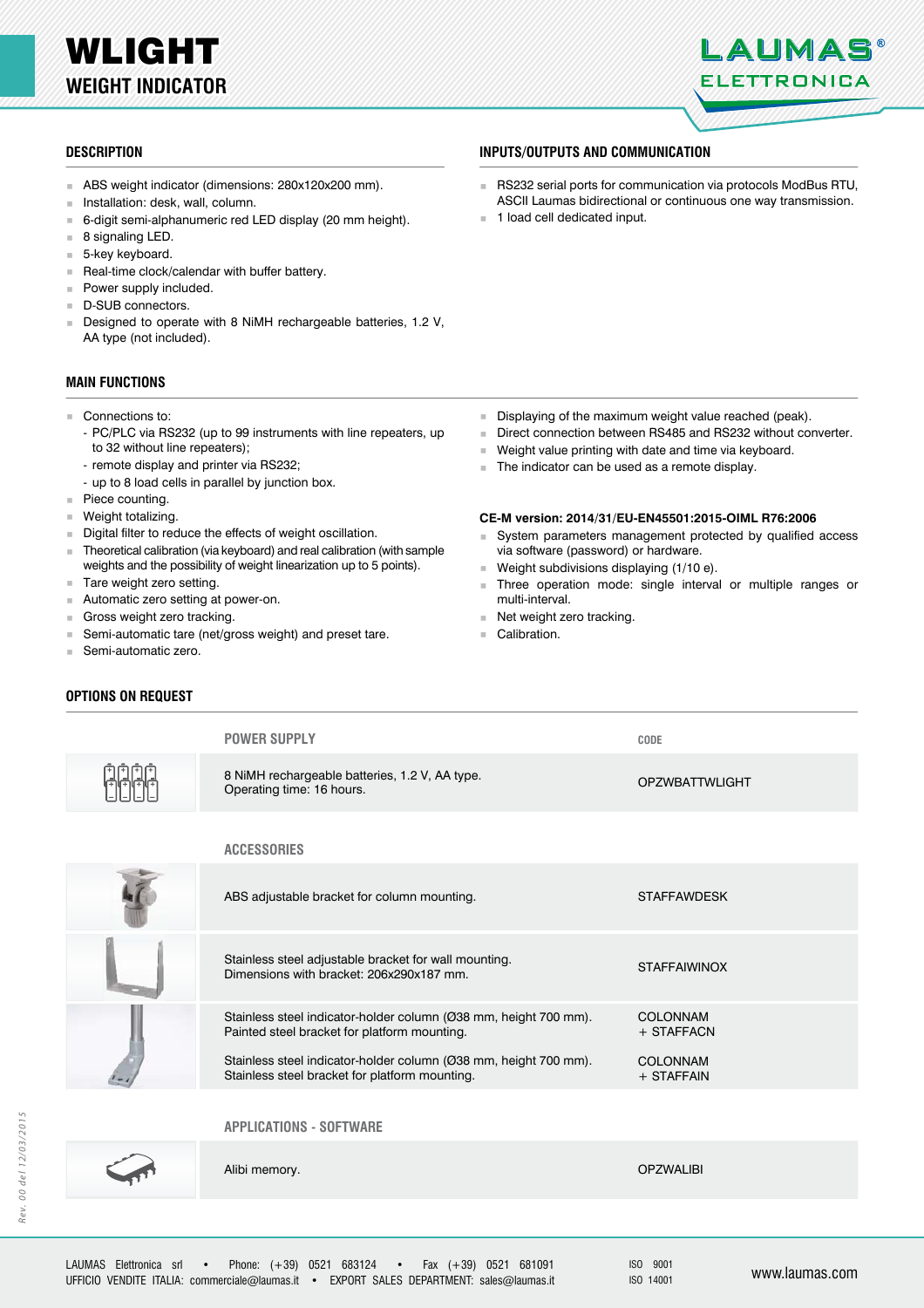# WLIGHT
## WEIGHT INDICATOR

### DESCRIPTION

- ABS weight indicator (dimensions: 280x120x200 mm).
- Installation: desk, wall, column.
- 6-digit semi-alphanumeric red LED display (20 mm height).
- 8 signaling LED.
- 5-key keyboard.
- Real-time clock/calendar with buffer battery.
- Power supply included.
- D-SUB connectors.
- Designed to operate with 8 NiMH rechargeable batteries, 1.2 V, AA type (not included).

### INPUTS/OUTPUTS AND COMMUNICATION

- RS232 serial ports for communication via protocols ModBus RTU, ASCII Laumas bidirectional or continuous one way transmission.
- 1 load cell dedicated input.

### MAIN FUNCTIONS

- Connections to:
  - PC/PLC via RS232 (up to 99 instruments with line repeaters, up to 32 without line repeaters);
  - remote display and printer via RS232;
  - up to 8 load cells in parallel by junction box.
- Piece counting.
- Weight totalizing.
- Digital filter to reduce the effects of weight oscillation.
- Theoretical calibration (via keyboard) and real calibration (with sample weights and the possibility of weight linearization up to 5 points).
- Tare weight zero setting.
- Automatic zero setting at power-on.
- Gross weight zero tracking.
- Semi-automatic tare (net/gross weight) and preset tare.
- Semi-automatic zero.
- Displaying of the maximum weight value reached (peak).
- Direct connection between RS485 and RS232 without converter.
- Weight value printing with date and time via keyboard.
- The indicator can be used as a remote display.

**CE-M version: 2014/31/EU-EN45501:2015-OIML R76:2006**

- System parameters management protected by qualified access via software (password) or hardware.
- Weight subdivisions displaying (1/10 e).
- Three operation mode: single interval or multiple ranges or multi-interval.
- Net weight zero tracking.
- Calibration.

### OPTIONS ON REQUEST

| POWER SUPPLY | CODE |
|---|---|
| 8 NiMH rechargeable batteries, 1.2 V, AA type. Operating time: 16 hours. | OPZWBATTWLIGHT |

| ACCESSORIES | CODE |
|---|---|
| ABS adjustable bracket for column mounting. | STAFFAWDESK |
| Stainless steel adjustable bracket for wall mounting. Dimensions with bracket: 206x290x187 mm. | STAFFAIWINOX |
| Stainless steel indicator-holder column (Ø38 mm, height 700 mm). Painted steel bracket for platform mounting. | COLONNAM + STAFFACN |
| Stainless steel indicator-holder column (Ø38 mm, height 700 mm). Stainless steel bracket for platform mounting. | COLONNAM + STAFFAIN |

| APPLICATIONS - SOFTWARE | CODE |
|---|---|
| Alibi memory. | OPZWALIBI |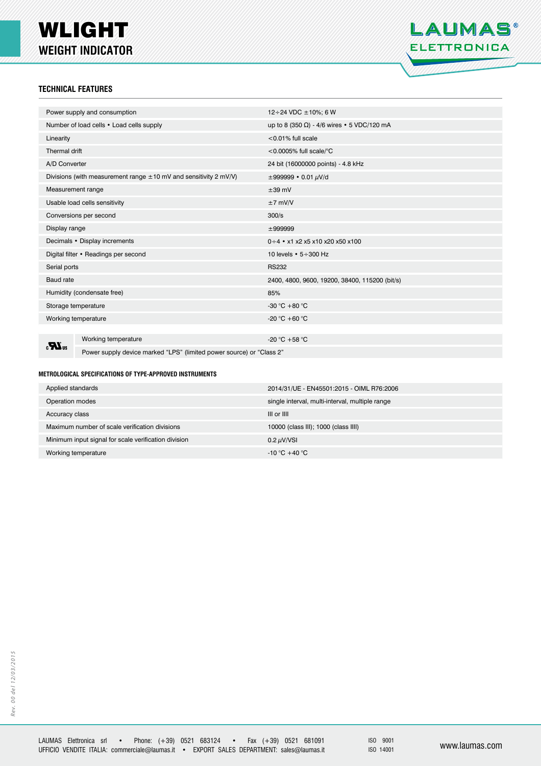# WLIGHT
## WEIGHT INDICATOR

LAUMAS® ELETTRONICA

### TECHNICAL FEATURES

| | |
|---|---|
| Power supply and consumption | 12÷24 VDC ±10%; 6 W |
| Number of load cells • Load cells supply | up to 8 (350 Ω) - 4/6 wires • 5 VDC/120 mA |
| Linearity | <0.01% full scale |
| Thermal drift | <0.0005% full scale/°C |
| A/D Converter | 24 bit (16000000 points) - 4.8 kHz |
| Divisions (with measurement range ±10 mV and sensitivity 2 mV/V) | ±999999 • 0.01 μV/d |
| Measurement range | ±39 mV |
| Usable load cells sensitivity | ±7 mV/V |
| Conversions per second | 300/s |
| Display range | ±999999 |
| Decimals • Display increments | 0÷4 • x1 x2 x5 x10 x20 x50 x100 |
| Digital filter • Readings per second | 10 levels • 5÷300 Hz |
| Serial ports | RS232 |
| Baud rate | 2400, 4800, 9600, 19200, 38400, 115200 (bit/s) |
| Humidity (condensate free) | 85% |
| Storage temperature | -30 °C +80 °C |
| Working temperature | -20 °C +60 °C |

| | | |
|---|---|---|
| cULus | Working temperature | -20 °C +58 °C |
| | Power supply device marked "LPS" (limited power source) or "Class 2" | |

#### METROLOGICAL SPECIFICATIONS OF TYPE-APPROVED INSTRUMENTS

| | |
|---|---|
| Applied standards | 2014/31/UE - EN45501:2015 - OIML R76:2006 |
| Operation modes | single interval, multi-interval, multiple range |
| Accuracy class | III or IIII |
| Maximum number of scale verification divisions | 10000 (class III); 1000 (class IIII) |
| Minimum input signal for scale verification division | 0.2 μV/VSI |
| Working temperature | -10 °C +40 °C |

*Rev. 00 del 12/03/2015*

LAUMAS Elettronica srl • Phone: (+39) 0521 683124 • Fax (+39) 0521 681091
UFFICIO VENDITE ITALIA: commerciale@laumas.it • EXPORT SALES DEPARTMENT: sales@laumas.it

ISO 9001
ISO 14001

www.laumas.com